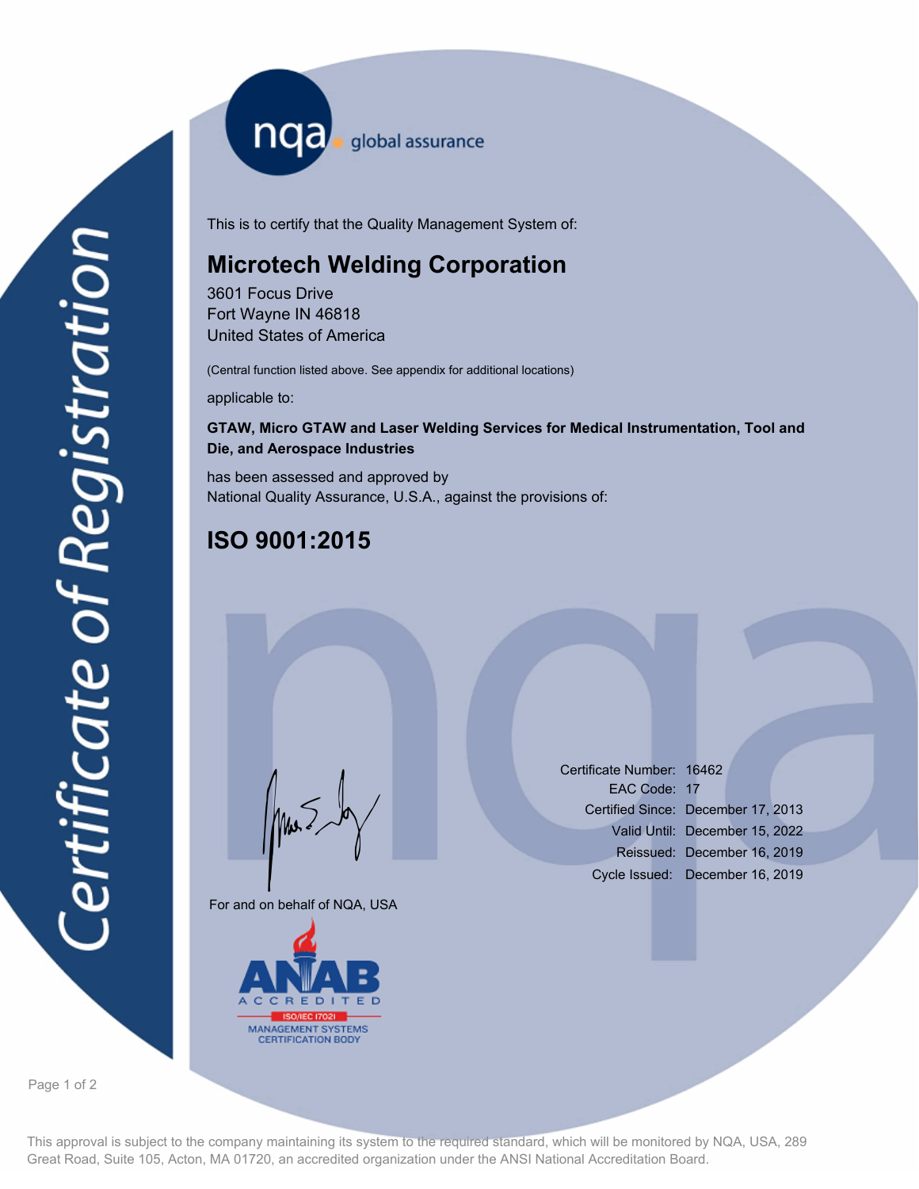nqa global assurance

# Certificate of Registration

This is to certify that the Quality Management System of:

## Microtech Welding Corporation

3601 Focus Drive
Fort Wayne IN 46818
United States of America

(Central function listed above. See appendix for additional locations)

applicable to:

**GTAW, Micro GTAW and Laser Welding Services for Medical Instrumentation, Tool and Die, and Aerospace Industries**

has been assessed and approved by
National Quality Assurance, U.S.A., against the provisions of:

## ISO 9001:2015

| | |
|---|---|
| Certificate Number: | 16462 |
| EAC Code: | 17 |
| Certified Since: | December 17, 2013 |
| Valid Until: | December 15, 2022 |
| Reissued: | December 16, 2019 |
| Cycle Issued: | December 16, 2019 |

For and on behalf of NQA, USA

ANAB ACCREDITED
ISO/IEC 17021
MANAGEMENT SYSTEMS CERTIFICATION BODY

This approval is subject to the company maintaining its system to the required standard, which will be monitored by NQA, USA, 289 Great Road, Suite 105, Acton, MA 01720, an accredited organization under the ANSI National Accreditation Board.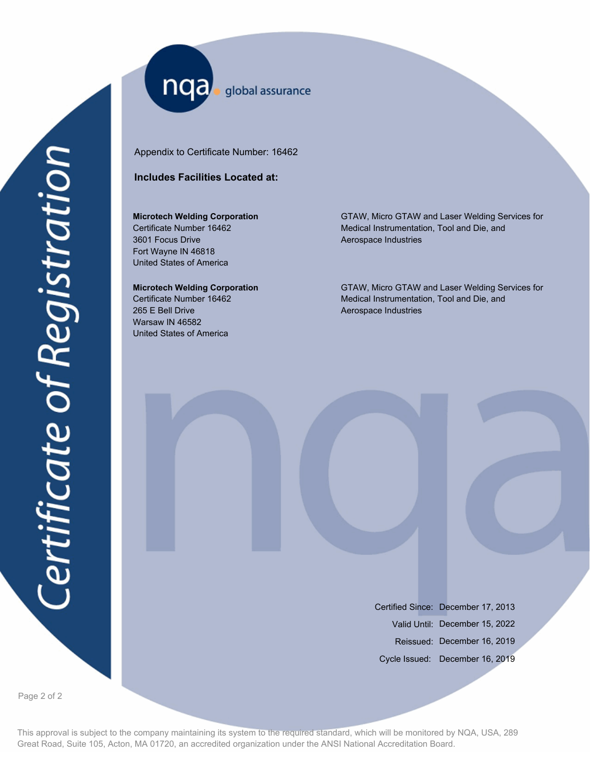Certificate of Registration

nqa global assurance

Appendix to Certificate Number: 16462

**Includes Facilities Located at:**

**Microtech Welding Corporation**
Certificate Number 16462
3601 Focus Drive
Fort Wayne IN 46818
United States of America

GTAW, Micro GTAW and Laser Welding Services for Medical Instrumentation, Tool and Die, and Aerospace Industries

**Microtech Welding Corporation**
Certificate Number 16462
265 E Bell Drive
Warsaw IN 46582
United States of America

GTAW, Micro GTAW and Laser Welding Services for Medical Instrumentation, Tool and Die, and Aerospace Industries

Certified Since: December 17, 2013
Valid Until: December 15, 2022
Reissued: December 16, 2019
Cycle Issued: December 16, 2019

This approval is subject to the company maintaining its system to the required standard, which will be monitored by NQA, USA, 289 Great Road, Suite 105, Acton, MA 01720, an accredited organization under the ANSI National Accreditation Board.